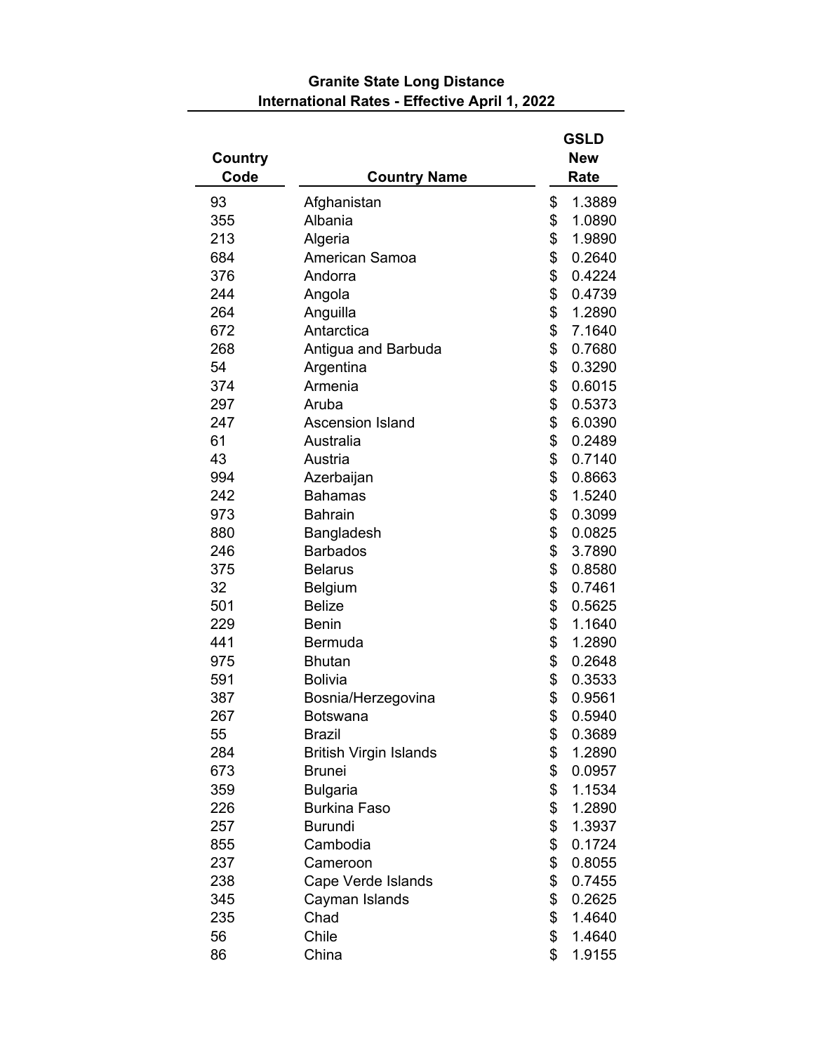**Granite State Long Distance**
**International Rates - Effective April 1, 2022**

| Country Code | Country Name | GSLD New Rate |
|---|---|---|
| 93 | Afghanistan | $ 1.3889 |
| 355 | Albania | $ 1.0890 |
| 213 | Algeria | $ 1.9890 |
| 684 | American Samoa | $ 0.2640 |
| 376 | Andorra | $ 0.4224 |
| 244 | Angola | $ 0.4739 |
| 264 | Anguilla | $ 1.2890 |
| 672 | Antarctica | $ 7.1640 |
| 268 | Antigua and Barbuda | $ 0.7680 |
| 54 | Argentina | $ 0.3290 |
| 374 | Armenia | $ 0.6015 |
| 297 | Aruba | $ 0.5373 |
| 247 | Ascension Island | $ 6.0390 |
| 61 | Australia | $ 0.2489 |
| 43 | Austria | $ 0.7140 |
| 994 | Azerbaijan | $ 0.8663 |
| 242 | Bahamas | $ 1.5240 |
| 973 | Bahrain | $ 0.3099 |
| 880 | Bangladesh | $ 0.0825 |
| 246 | Barbados | $ 3.7890 |
| 375 | Belarus | $ 0.8580 |
| 32 | Belgium | $ 0.7461 |
| 501 | Belize | $ 0.5625 |
| 229 | Benin | $ 1.1640 |
| 441 | Bermuda | $ 1.2890 |
| 975 | Bhutan | $ 0.2648 |
| 591 | Bolivia | $ 0.3533 |
| 387 | Bosnia/Herzegovina | $ 0.9561 |
| 267 | Botswana | $ 0.5940 |
| 55 | Brazil | $ 0.3689 |
| 284 | British Virgin Islands | $ 1.2890 |
| 673 | Brunei | $ 0.0957 |
| 359 | Bulgaria | $ 1.1534 |
| 226 | Burkina Faso | $ 1.2890 |
| 257 | Burundi | $ 1.3937 |
| 855 | Cambodia | $ 0.1724 |
| 237 | Cameroon | $ 0.8055 |
| 238 | Cape Verde Islands | $ 0.7455 |
| 345 | Cayman Islands | $ 0.2625 |
| 235 | Chad | $ 1.4640 |
| 56 | Chile | $ 1.4640 |
| 86 | China | $ 1.9155 |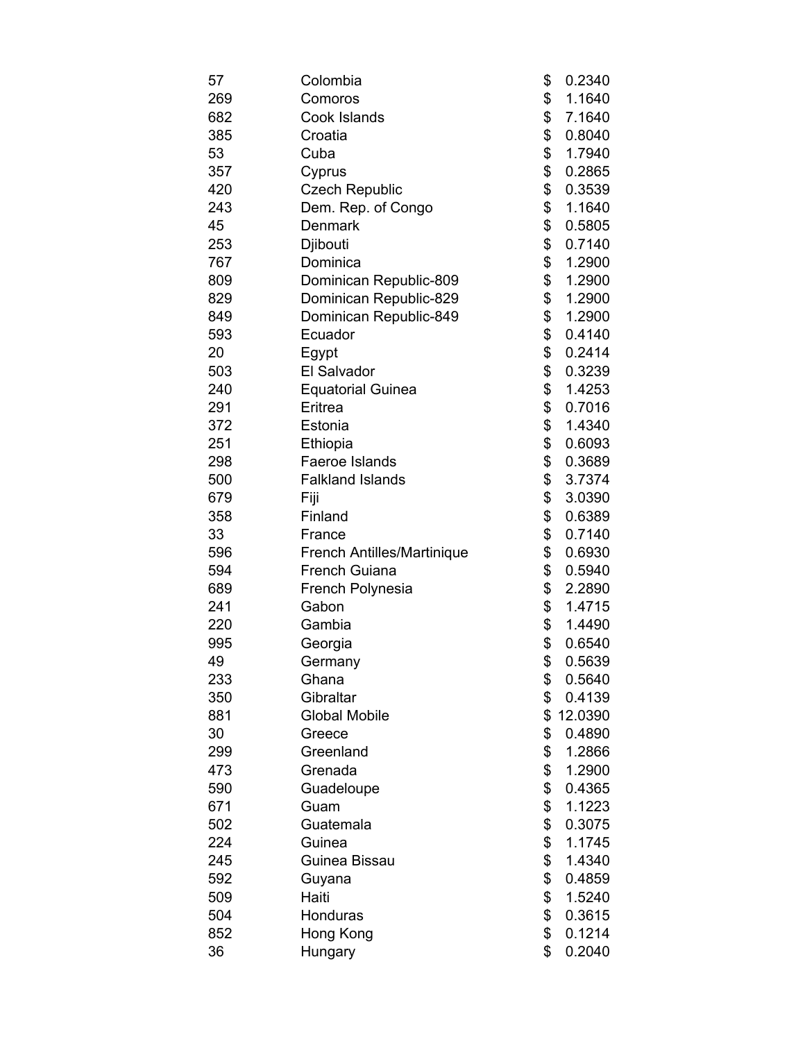| | | |
|---|---|---|
| 57 | Colombia | $ 0.2340 |
| 269 | Comoros | $ 1.1640 |
| 682 | Cook Islands | $ 7.1640 |
| 385 | Croatia | $ 0.8040 |
| 53 | Cuba | $ 1.7940 |
| 357 | Cyprus | $ 0.2865 |
| 420 | Czech Republic | $ 0.3539 |
| 243 | Dem. Rep. of Congo | $ 1.1640 |
| 45 | Denmark | $ 0.5805 |
| 253 | Djibouti | $ 0.7140 |
| 767 | Dominica | $ 1.2900 |
| 809 | Dominican Republic-809 | $ 1.2900 |
| 829 | Dominican Republic-829 | $ 1.2900 |
| 849 | Dominican Republic-849 | $ 1.2900 |
| 593 | Ecuador | $ 0.4140 |
| 20 | Egypt | $ 0.2414 |
| 503 | El Salvador | $ 0.3239 |
| 240 | Equatorial Guinea | $ 1.4253 |
| 291 | Eritrea | $ 0.7016 |
| 372 | Estonia | $ 1.4340 |
| 251 | Ethiopia | $ 0.6093 |
| 298 | Faeroe Islands | $ 0.3689 |
| 500 | Falkland Islands | $ 3.7374 |
| 679 | Fiji | $ 3.0390 |
| 358 | Finland | $ 0.6389 |
| 33 | France | $ 0.7140 |
| 596 | French Antilles/Martinique | $ 0.6930 |
| 594 | French Guiana | $ 0.5940 |
| 689 | French Polynesia | $ 2.2890 |
| 241 | Gabon | $ 1.4715 |
| 220 | Gambia | $ 1.4490 |
| 995 | Georgia | $ 0.6540 |
| 49 | Germany | $ 0.5639 |
| 233 | Ghana | $ 0.5640 |
| 350 | Gibraltar | $ 0.4139 |
| 881 | Global Mobile | $ 12.0390 |
| 30 | Greece | $ 0.4890 |
| 299 | Greenland | $ 1.2866 |
| 473 | Grenada | $ 1.2900 |
| 590 | Guadeloupe | $ 0.4365 |
| 671 | Guam | $ 1.1223 |
| 502 | Guatemala | $ 0.3075 |
| 224 | Guinea | $ 1.1745 |
| 245 | Guinea Bissau | $ 1.4340 |
| 592 | Guyana | $ 0.4859 |
| 509 | Haiti | $ 1.5240 |
| 504 | Honduras | $ 0.3615 |
| 852 | Hong Kong | $ 0.1214 |
| 36 | Hungary | $ 0.2040 |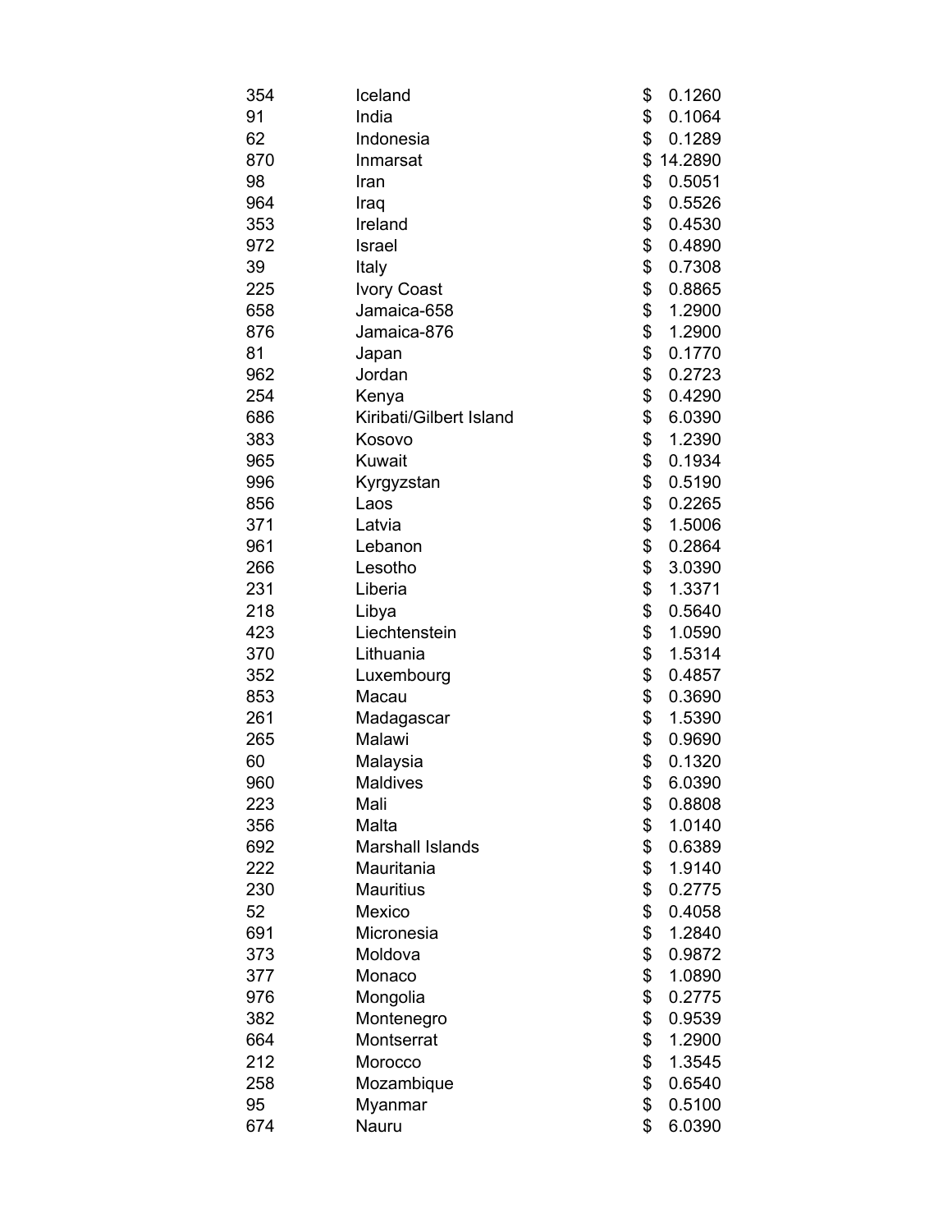| | | |
|---|---|---|
| 354 | Iceland | $ 0.1260 |
| 91 | India | $ 0.1064 |
| 62 | Indonesia | $ 0.1289 |
| 870 | Inmarsat | $ 14.2890 |
| 98 | Iran | $ 0.5051 |
| 964 | Iraq | $ 0.5526 |
| 353 | Ireland | $ 0.4530 |
| 972 | Israel | $ 0.4890 |
| 39 | Italy | $ 0.7308 |
| 225 | Ivory Coast | $ 0.8865 |
| 658 | Jamaica-658 | $ 1.2900 |
| 876 | Jamaica-876 | $ 1.2900 |
| 81 | Japan | $ 0.1770 |
| 962 | Jordan | $ 0.2723 |
| 254 | Kenya | $ 0.4290 |
| 686 | Kiribati/Gilbert Island | $ 6.0390 |
| 383 | Kosovo | $ 1.2390 |
| 965 | Kuwait | $ 0.1934 |
| 996 | Kyrgyzstan | $ 0.5190 |
| 856 | Laos | $ 0.2265 |
| 371 | Latvia | $ 1.5006 |
| 961 | Lebanon | $ 0.2864 |
| 266 | Lesotho | $ 3.0390 |
| 231 | Liberia | $ 1.3371 |
| 218 | Libya | $ 0.5640 |
| 423 | Liechtenstein | $ 1.0590 |
| 370 | Lithuania | $ 1.5314 |
| 352 | Luxembourg | $ 0.4857 |
| 853 | Macau | $ 0.3690 |
| 261 | Madagascar | $ 1.5390 |
| 265 | Malawi | $ 0.9690 |
| 60 | Malaysia | $ 0.1320 |
| 960 | Maldives | $ 6.0390 |
| 223 | Mali | $ 0.8808 |
| 356 | Malta | $ 1.0140 |
| 692 | Marshall Islands | $ 0.6389 |
| 222 | Mauritania | $ 1.9140 |
| 230 | Mauritius | $ 0.2775 |
| 52 | Mexico | $ 0.4058 |
| 691 | Micronesia | $ 1.2840 |
| 373 | Moldova | $ 0.9872 |
| 377 | Monaco | $ 1.0890 |
| 976 | Mongolia | $ 0.2775 |
| 382 | Montenegro | $ 0.9539 |
| 664 | Montserrat | $ 1.2900 |
| 212 | Morocco | $ 1.3545 |
| 258 | Mozambique | $ 0.6540 |
| 95 | Myanmar | $ 0.5100 |
| 674 | Nauru | $ 6.0390 |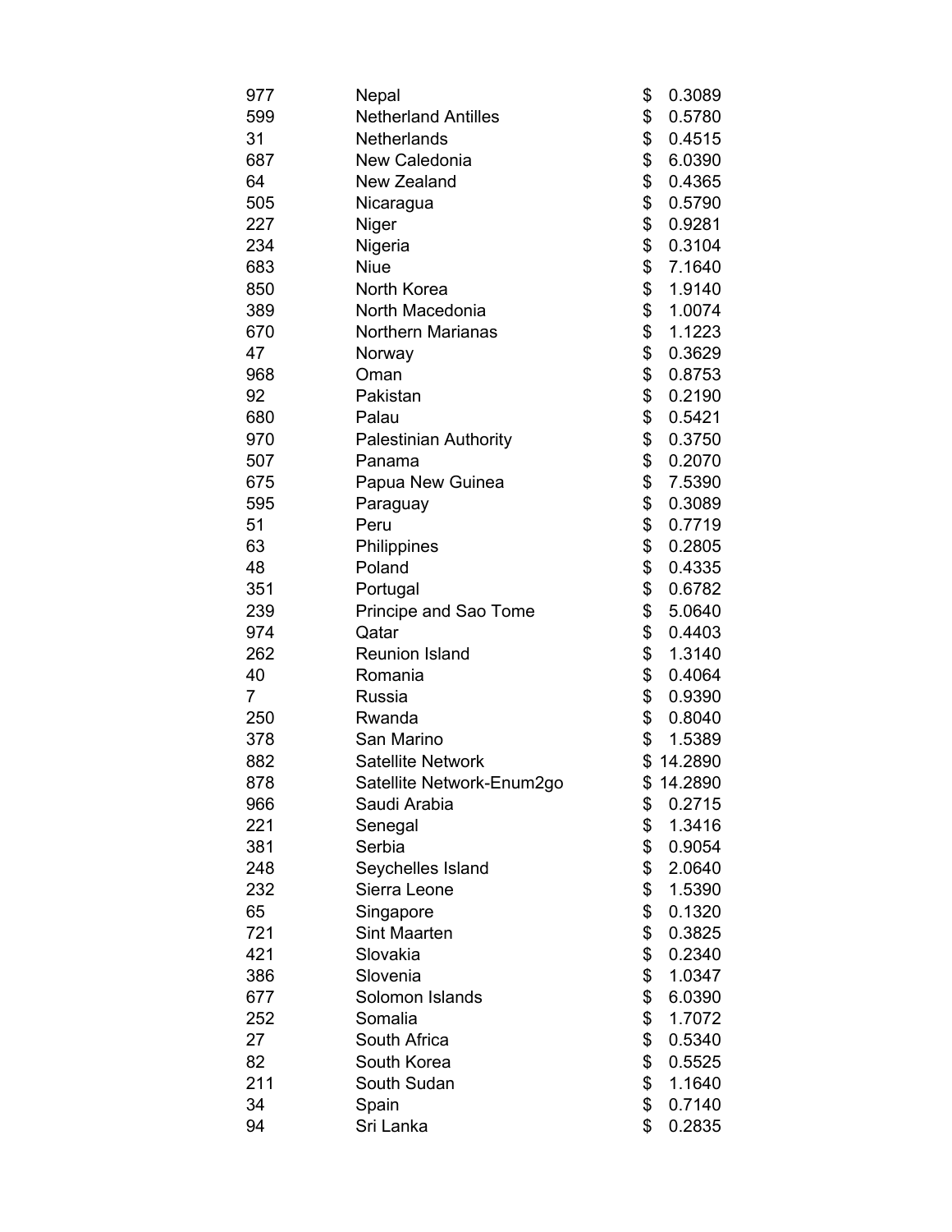| | | |
|---|---|---|
| 977 | Nepal | $ 0.3089 |
| 599 | Netherland Antilles | $ 0.5780 |
| 31 | Netherlands | $ 0.4515 |
| 687 | New Caledonia | $ 6.0390 |
| 64 | New Zealand | $ 0.4365 |
| 505 | Nicaragua | $ 0.5790 |
| 227 | Niger | $ 0.9281 |
| 234 | Nigeria | $ 0.3104 |
| 683 | Niue | $ 7.1640 |
| 850 | North Korea | $ 1.9140 |
| 389 | North Macedonia | $ 1.0074 |
| 670 | Northern Marianas | $ 1.1223 |
| 47 | Norway | $ 0.3629 |
| 968 | Oman | $ 0.8753 |
| 92 | Pakistan | $ 0.2190 |
| 680 | Palau | $ 0.5421 |
| 970 | Palestinian Authority | $ 0.3750 |
| 507 | Panama | $ 0.2070 |
| 675 | Papua New Guinea | $ 7.5390 |
| 595 | Paraguay | $ 0.3089 |
| 51 | Peru | $ 0.7719 |
| 63 | Philippines | $ 0.2805 |
| 48 | Poland | $ 0.4335 |
| 351 | Portugal | $ 0.6782 |
| 239 | Principe and Sao Tome | $ 5.0640 |
| 974 | Qatar | $ 0.4403 |
| 262 | Reunion Island | $ 1.3140 |
| 40 | Romania | $ 0.4064 |
| 7 | Russia | $ 0.9390 |
| 250 | Rwanda | $ 0.8040 |
| 378 | San Marino | $ 1.5389 |
| 882 | Satellite Network | $ 14.2890 |
| 878 | Satellite Network-Enum2go | $ 14.2890 |
| 966 | Saudi Arabia | $ 0.2715 |
| 221 | Senegal | $ 1.3416 |
| 381 | Serbia | $ 0.9054 |
| 248 | Seychelles Island | $ 2.0640 |
| 232 | Sierra Leone | $ 1.5390 |
| 65 | Singapore | $ 0.1320 |
| 721 | Sint Maarten | $ 0.3825 |
| 421 | Slovakia | $ 0.2340 |
| 386 | Slovenia | $ 1.0347 |
| 677 | Solomon Islands | $ 6.0390 |
| 252 | Somalia | $ 1.7072 |
| 27 | South Africa | $ 0.5340 |
| 82 | South Korea | $ 0.5525 |
| 211 | South Sudan | $ 1.1640 |
| 34 | Spain | $ 0.7140 |
| 94 | Sri Lanka | $ 0.2835 |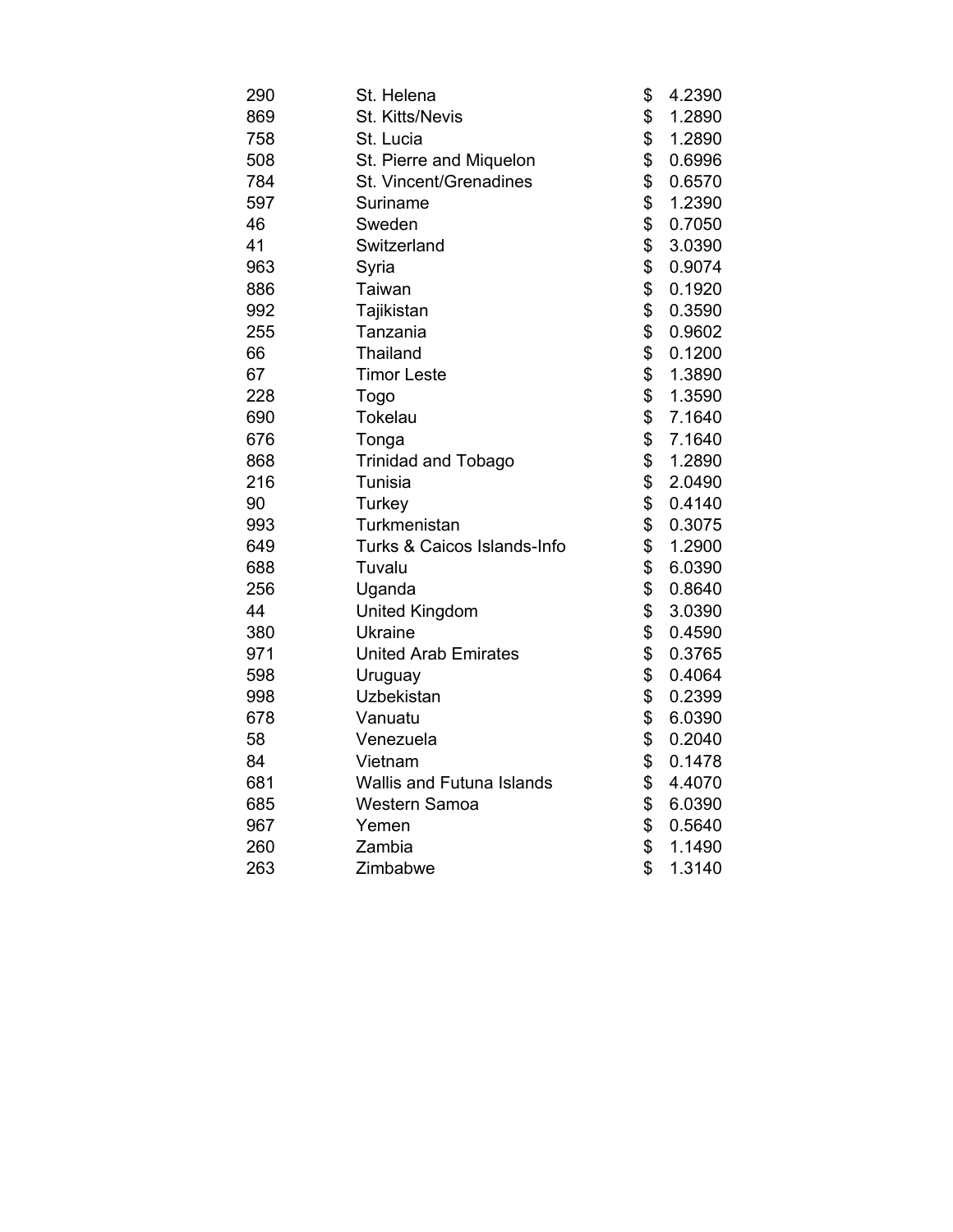| | | |
|---|---|---|
| 290 | St. Helena | $ 4.2390 |
| 869 | St. Kitts/Nevis | $ 1.2890 |
| 758 | St. Lucia | $ 1.2890 |
| 508 | St. Pierre and Miquelon | $ 0.6996 |
| 784 | St. Vincent/Grenadines | $ 0.6570 |
| 597 | Suriname | $ 1.2390 |
| 46 | Sweden | $ 0.7050 |
| 41 | Switzerland | $ 3.0390 |
| 963 | Syria | $ 0.9074 |
| 886 | Taiwan | $ 0.1920 |
| 992 | Tajikistan | $ 0.3590 |
| 255 | Tanzania | $ 0.9602 |
| 66 | Thailand | $ 0.1200 |
| 67 | Timor Leste | $ 1.3890 |
| 228 | Togo | $ 1.3590 |
| 690 | Tokelau | $ 7.1640 |
| 676 | Tonga | $ 7.1640 |
| 868 | Trinidad and Tobago | $ 1.2890 |
| 216 | Tunisia | $ 2.0490 |
| 90 | Turkey | $ 0.4140 |
| 993 | Turkmenistan | $ 0.3075 |
| 649 | Turks & Caicos Islands-Info | $ 1.2900 |
| 688 | Tuvalu | $ 6.0390 |
| 256 | Uganda | $ 0.8640 |
| 44 | United Kingdom | $ 3.0390 |
| 380 | Ukraine | $ 0.4590 |
| 971 | United Arab Emirates | $ 0.3765 |
| 598 | Uruguay | $ 0.4064 |
| 998 | Uzbekistan | $ 0.2399 |
| 678 | Vanuatu | $ 6.0390 |
| 58 | Venezuela | $ 0.2040 |
| 84 | Vietnam | $ 0.1478 |
| 681 | Wallis and Futuna Islands | $ 4.4070 |
| 685 | Western Samoa | $ 6.0390 |
| 967 | Yemen | $ 0.5640 |
| 260 | Zambia | $ 1.1490 |
| 263 | Zimbabwe | $ 1.3140 |